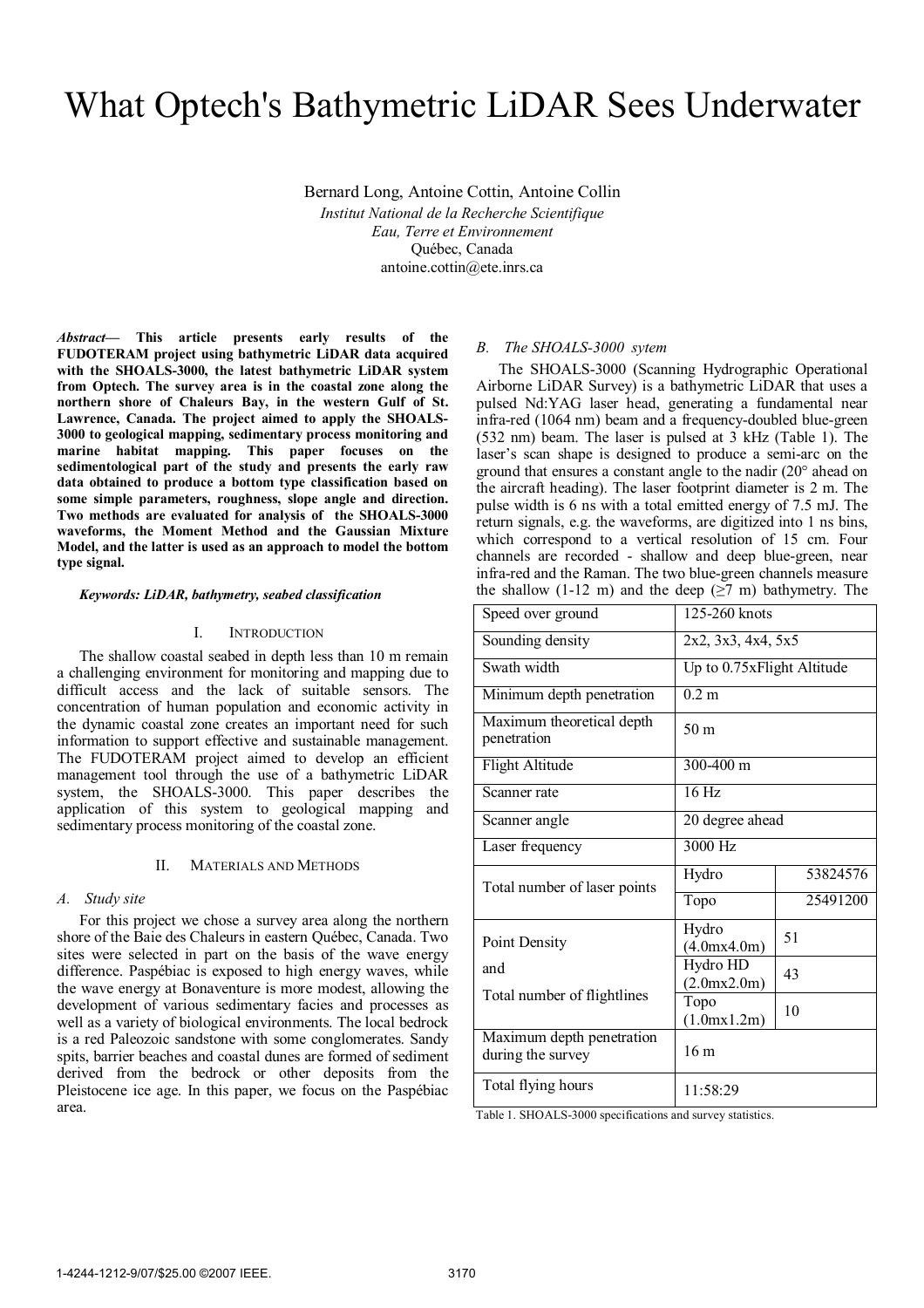# What Optech's Bathymetric LiDAR Sees Underwater

Bernard Long, Antoine Cottin, Antoine Collin

*Institut National de la Recherche Scientifique*
*Eau, Terre et Environnement*
Québec, Canada
antoine.cottin@ete.inrs.ca

***Abstract*— This article presents early results of the FUDOTERAM project using bathymetric LiDAR data acquired with the SHOALS-3000, the latest bathymetric LiDAR system from Optech. The survey area is in the coastal zone along the northern shore of Chaleurs Bay, in the western Gulf of St. Lawrence, Canada. The project aimed to apply the SHOALS-3000 to geological mapping, sedimentary process monitoring and marine habitat mapping. This paper focuses on the sedimentological part of the study and presents the early raw data obtained to produce a bottom type classification based on some simple parameters, roughness, slope angle and direction. Two methods are evaluated for analysis of the SHOALS-3000 waveforms, the Moment Method and the Gaussian Mixture Model, and the latter is used as an approach to model the bottom type signal.**

***Keywords: LiDAR, bathymetry, seabed classification***

## I. Introduction

The shallow coastal seabed in depth less than 10 m remain a challenging environment for monitoring and mapping due to difficult access and the lack of suitable sensors. The concentration of human population and economic activity in the dynamic coastal zone creates an important need for such information to support effective and sustainable management. The FUDOTERAM project aimed to develop an efficient management tool through the use of a bathymetric LiDAR system, the SHOALS-3000. This paper describes the application of this system to geological mapping and sedimentary process monitoring of the coastal zone.

## II. Materials and Methods

### *A. Study site*

For this project we chose a survey area along the northern shore of the Baie des Chaleurs in eastern Québec, Canada. Two sites were selected in part on the basis of the wave energy difference. Paspébiac is exposed to high energy waves, while the wave energy at Bonaventure is more modest, allowing the development of various sedimentary facies and processes as well as a variety of biological environments. The local bedrock is a red Paleozoic sandstone with some conglomerates. Sandy spits, barrier beaches and coastal dunes are formed of sediment derived from the bedrock or other deposits from the Pleistocene ice age. In this paper, we focus on the Paspébiac area.

### *B. The SHOALS-3000 sytem*

The SHOALS-3000 (Scanning Hydrographic Operational Airborne LiDAR Survey) is a bathymetric LiDAR that uses a pulsed Nd:YAG laser head, generating a fundamental near infra-red (1064 nm) beam and a frequency-doubled blue-green (532 nm) beam. The laser is pulsed at 3 kHz (Table 1). The laser's scan shape is designed to produce a semi-arc on the ground that ensures a constant angle to the nadir (20° ahead on the aircraft heading). The laser footprint diameter is 2 m. The pulse width is 6 ns with a total emitted energy of 7.5 mJ. The return signals, e.g. the waveforms, are digitized into 1 ns bins, which correspond to a vertical resolution of 15 cm. Four channels are recorded - shallow and deep blue-green, near infra-red and the Raman. The two blue-green channels measure the shallow (1-12 m) and the deep (≥7 m) bathymetry. The

| | | |
|---|---|---|
| Speed over ground | 125-260 knots | |
| Sounding density | 2x2, 3x3, 4x4, 5x5 | |
| Swath width | Up to 0.75xFlight Altitude | |
| Minimum depth penetration | 0.2 m | |
| Maximum theoretical depth penetration | 50 m | |
| Flight Altitude | 300-400 m | |
| Scanner rate | 16 Hz | |
| Scanner angle | 20 degree ahead | |
| Laser frequency | 3000 Hz | |
| Total number of laser points | Hydro | 53824576 |
| | Topo | 25491200 |
| Point Density and Total number of flightlines | Hydro (4.0mx4.0m) | 51 |
| | Hydro HD (2.0mx2.0m) | 43 |
| | Topo (1.0mx1.2m) | 10 |
| Maximum depth penetration during the survey | 16 m | |
| Total flying hours | 11:58:29 | |

Table 1. SHOALS-3000 specifications and survey statistics.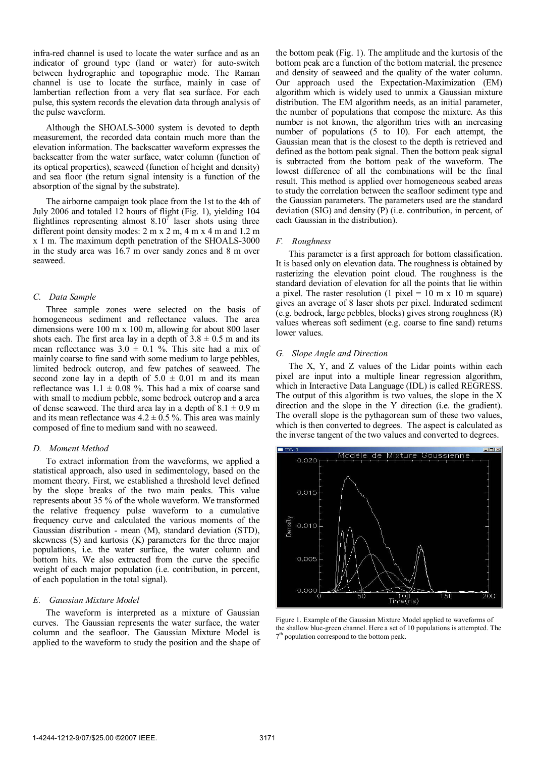infra-red channel is used to locate the water surface and as an indicator of ground type (land or water) for auto-switch between hydrographic and topographic mode. The Raman channel is use to locate the surface, mainly in case of lambertian reflection from a very flat sea surface. For each pulse, this system records the elevation data through analysis of the pulse waveform.

Although the SHOALS-3000 system is devoted to depth measurement, the recorded data contain much more than the elevation information. The backscatter waveform expresses the backscatter from the water surface, water column (function of its optical properties), seaweed (function of height and density) and sea floor (the return signal intensity is a function of the absorption of the signal by the substrate).

The airborne campaign took place from the 1st to the 4th of July 2006 and totaled 12 hours of flight (Fig. 1), yielding 104 flightlines representing almost $8.10^7$ laser shots using three different point density modes: 2 m x 2 m, 4 m x 4 m and 1.2 m x 1 m. The maximum depth penetration of the SHOALS-3000 in the study area was 16.7 m over sandy zones and 8 m over seaweed.

### C. Data Sample

Three sample zones were selected on the basis of homogeneous sediment and reflectance values. The area dimensions were 100 m x 100 m, allowing for about 800 laser shots each. The first area lay in a depth of $3.8 \pm 0.5$ m and its mean reflectance was $3.0 \pm 0.1$ %. This site had a mix of mainly coarse to fine sand with some medium to large pebbles, limited bedrock outcrop, and few patches of seaweed. The second zone lay in a depth of $5.0 \pm 0.01$ m and its mean reflectance was $1.1 \pm 0.08$ %. This had a mix of coarse sand with small to medium pebble, some bedrock outcrop and a area of dense seaweed. The third area lay in a depth of $8.1 \pm 0.9$ m and its mean reflectance was $4.2 \pm 0.5$ %. This area was mainly composed of fine to medium sand with no seaweed.

### D. Moment Method

To extract information from the waveforms, we applied a statistical approach, also used in sedimentology, based on the moment theory. First, we established a threshold level defined by the slope breaks of the two main peaks. This value represents about 35 % of the whole waveform. We transformed the relative frequency pulse waveform to a cumulative frequency curve and calculated the various moments of the Gaussian distribution - mean (M), standard deviation (STD), skewness (S) and kurtosis (K) parameters for the three major populations, i.e. the water surface, the water column and bottom hits. We also extracted from the curve the specific weight of each major population (i.e. contribution, in percent, of each population in the total signal).

### E. Gaussian Mixture Model

The waveform is interpreted as a mixture of Gaussian curves. The Gaussian represents the water surface, the water column and the seafloor. The Gaussian Mixture Model is applied to the waveform to study the position and the shape of the bottom peak (Fig. 1). The amplitude and the kurtosis of the bottom peak are a function of the bottom material, the presence and density of seaweed and the quality of the water column. Our approach used the Expectation-Maximization (EM) algorithm which is widely used to unmix a Gaussian mixture distribution. The EM algorithm needs, as an initial parameter, the number of populations that compose the mixture. As this number is not known, the algorithm tries with an increasing number of populations (5 to 10). For each attempt, the Gaussian mean that is the closest to the depth is retrieved and defined as the bottom peak signal. Then the bottom peak signal is subtracted from the bottom peak of the waveform. The lowest difference of all the combinations will be the final result. This method is applied over homogeneous seabed areas to study the correlation between the seafloor sediment type and the Gaussian parameters. The parameters used are the standard deviation (SIG) and density (P) (i.e. contribution, in percent, of each Gaussian in the distribution).

### F. Roughness

This parameter is a first approach for bottom classification. It is based only on elevation data. The roughness is obtained by rasterizing the elevation point cloud. The roughness is the standard deviation of elevation for all the points that lie within a pixel. The raster resolution (1 pixel = 10 m x 10 m square) gives an average of 8 laser shots per pixel. Indurated sediment (e.g. bedrock, large pebbles, blocks) gives strong roughness (R) values whereas soft sediment (e.g. coarse to fine sand) returns lower values.

### G. Slope Angle and Direction

The X, Y, and Z values of the Lidar points within each pixel are input into a multiple linear regression algorithm, which in Interactive Data Language (IDL) is called REGRESS. The output of this algorithm is two values, the slope in the X direction and the slope in the Y direction (i.e. the gradient). The overall slope is the pythagorean sum of these two values, which is then converted to degrees. The aspect is calculated as the inverse tangent of the two values and converted to degrees.

Figure 1. Example of the Gaussian Mixture Model applied to waveforms of the shallow blue-green channel. Here a set of 10 populations is attempted. The 7th population correspond to the bottom peak.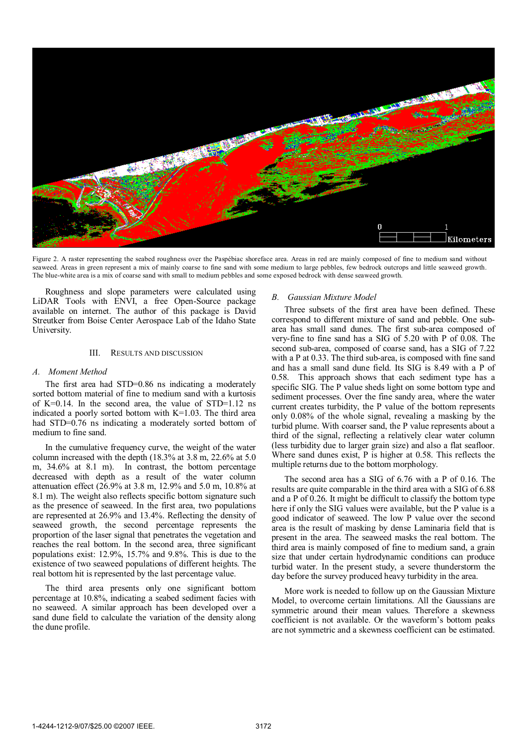Figure 2. A raster representing the seabed roughness over the Paspébiac shoreface area. Areas in red are mainly composed of fine to medium sand without seaweed. Areas in green represent a mix of mainly coarse to fine sand with some medium to large pebbles, few bedrock outcrops and little seaweed growth. The blue-white area is a mix of coarse sand with small to medium pebbles and some exposed bedrock with dense seaweed growth.

Roughness and slope parameters were calculated using LiDAR Tools with ENVI, a free Open-Source package available on internet. The author of this package is David Streutker from Boise Center Aerospace Lab of the Idaho State University.

## III. Results and Discussion

### A. Moment Method

The first area had STD=0.86 ns indicating a moderately sorted bottom material of fine to medium sand with a kurtosis of K=0.14. In the second area, the value of STD=1.12 ns indicated a poorly sorted bottom with K=1.03. The third area had STD=0.76 ns indicating a moderately sorted bottom of medium to fine sand.

In the cumulative frequency curve, the weight of the water column increased with the depth (18.3% at 3.8 m, 22.6% at 5.0 m, 34.6% at 8.1 m). In contrast, the bottom percentage decreased with depth as a result of the water column attenuation effect (26.9% at 3.8 m, 12.9% and 5.0 m, 10.8% at 8.1 m). The weight also reflects specific bottom signature such as the presence of seaweed. In the first area, two populations are represented at 26.9% and 13.4%. Reflecting the density of seaweed growth, the second percentage represents the proportion of the laser signal that penetrates the vegetation and reaches the real bottom. In the second area, three significant populations exist: 12.9%, 15.7% and 9.8%. This is due to the existence of two seaweed populations of different heights. The real bottom hit is represented by the last percentage value.

The third area presents only one significant bottom percentage at 10.8%, indicating a seabed sediment facies with no seaweed. A similar approach has been developed over a sand dune field to calculate the variation of the density along the dune profile.

### B. Gaussian Mixture Model

Three subsets of the first area have been defined. These correspond to different mixture of sand and pebble. One sub-area has small sand dunes. The first sub-area composed of very-fine to fine sand has a SIG of 5.20 with P of 0.08. The second sub-area, composed of coarse sand, has a SIG of 7.22 with a P at 0.33. The third sub-area, is composed with fine sand and has a small sand dune field. Its SIG is 8.49 with a P of 0.58. This approach shows that each sediment type has a specific SIG. The P value sheds light on some bottom type and sediment processes. Over the fine sandy area, where the water current creates turbidity, the P value of the bottom represents only 0.08% of the whole signal, revealing a masking by the turbid plume. With coarser sand, the P value represents about a third of the signal, reflecting a relatively clear water column (less turbidity due to larger grain size) and also a flat seafloor. Where sand dunes exist, P is higher at 0.58. This reflects the multiple returns due to the bottom morphology.

The second area has a SIG of 6.76 with a P of 0.16. The results are quite comparable in the third area with a SIG of 6.88 and a P of 0.26. It might be difficult to classify the bottom type here if only the SIG values were available, but the P value is a good indicator of seaweed. The low P value over the second area is the result of masking by dense Laminaria field that is present in the area. The seaweed masks the real bottom. The third area is mainly composed of fine to medium sand, a grain size that under certain hydrodynamic conditions can produce turbid water. In the present study, a severe thunderstorm the day before the survey produced heavy turbidity in the area.

More work is needed to follow up on the Gaussian Mixture Model, to overcome certain limitations. All the Gaussians are symmetric around their mean values. Therefore a skewness coefficient is not available. Or the waveform's bottom peaks are not symmetric and a skewness coefficient can be estimated.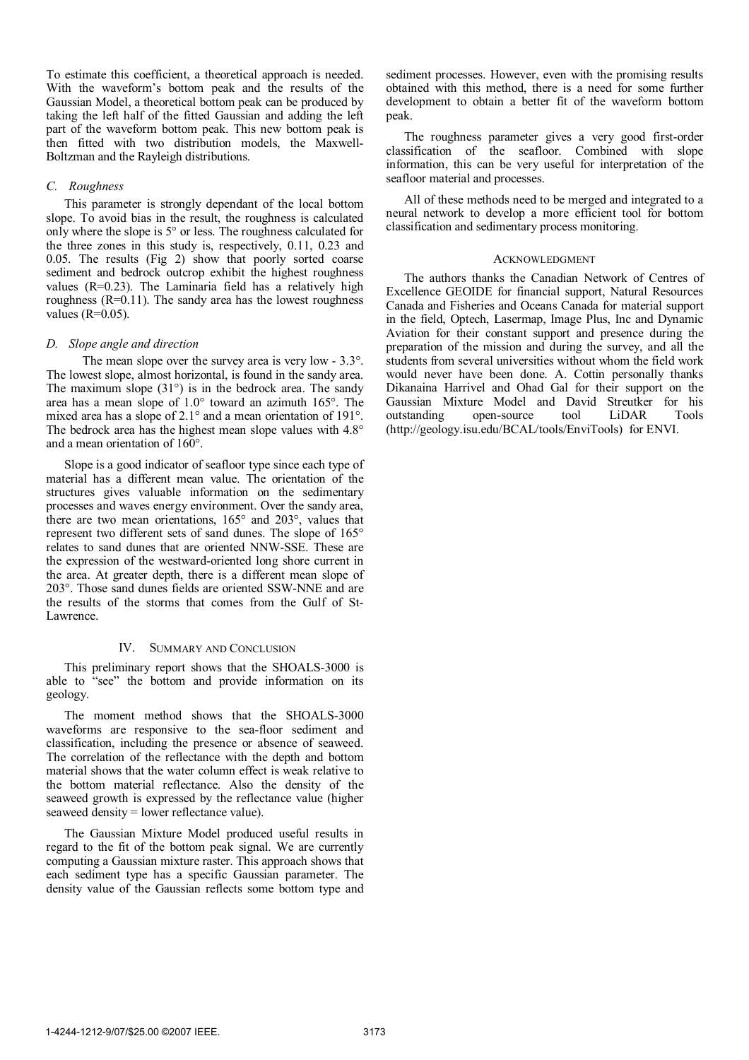To estimate this coefficient, a theoretical approach is needed. With the waveform's bottom peak and the results of the Gaussian Model, a theoretical bottom peak can be produced by taking the left half of the fitted Gaussian and adding the left part of the waveform bottom peak. This new bottom peak is then fitted with two distribution models, the Maxwell-Boltzman and the Rayleigh distributions.

### *C. Roughness*

This parameter is strongly dependant of the local bottom slope. To avoid bias in the result, the roughness is calculated only where the slope is 5° or less. The roughness calculated for the three zones in this study is, respectively, 0.11, 0.23 and 0.05. The results (Fig 2) show that poorly sorted coarse sediment and bedrock outcrop exhibit the highest roughness values (R=0.23). The Laminaria field has a relatively high roughness (R=0.11). The sandy area has the lowest roughness values (R=0.05).

### *D. Slope angle and direction*

The mean slope over the survey area is very low - 3.3°. The lowest slope, almost horizontal, is found in the sandy area. The maximum slope (31°) is in the bedrock area. The sandy area has a mean slope of 1.0° toward an azimuth 165°. The mixed area has a slope of 2.1° and a mean orientation of 191°. The bedrock area has the highest mean slope values with 4.8° and a mean orientation of 160°.

Slope is a good indicator of seafloor type since each type of material has a different mean value. The orientation of the structures gives valuable information on the sedimentary processes and waves energy environment. Over the sandy area, there are two mean orientations, 165° and 203°, values that represent two different sets of sand dunes. The slope of 165° relates to sand dunes that are oriented NNW-SSE. These are the expression of the westward-oriented long shore current in the area. At greater depth, there is a different mean slope of 203°. Those sand dunes fields are oriented SSW-NNE and are the results of the storms that comes from the Gulf of St-Lawrence.

## IV. Summary and Conclusion

This preliminary report shows that the SHOALS-3000 is able to "see" the bottom and provide information on its geology.

The moment method shows that the SHOALS-3000 waveforms are responsive to the sea-floor sediment and classification, including the presence or absence of seaweed. The correlation of the reflectance with the depth and bottom material shows that the water column effect is weak relative to the bottom material reflectance. Also the density of the seaweed growth is expressed by the reflectance value (higher seaweed density = lower reflectance value).

The Gaussian Mixture Model produced useful results in regard to the fit of the bottom peak signal. We are currently computing a Gaussian mixture raster. This approach shows that each sediment type has a specific Gaussian parameter. The density value of the Gaussian reflects some bottom type and sediment processes. However, even with the promising results obtained with this method, there is a need for some further development to obtain a better fit of the waveform bottom peak.

The roughness parameter gives a very good first-order classification of the seafloor. Combined with slope information, this can be very useful for interpretation of the seafloor material and processes.

All of these methods need to be merged and integrated to a neural network to develop a more efficient tool for bottom classification and sedimentary process monitoring.

## Acknowledgment

The authors thanks the Canadian Network of Centres of Excellence GEOIDE for financial support, Natural Resources Canada and Fisheries and Oceans Canada for material support in the field, Optech, Lasermap, Image Plus, Inc and Dynamic Aviation for their constant support and presence during the preparation of the mission and during the survey, and all the students from several universities without whom the field work would never have been done. A. Cottin personally thanks Dikanaina Harrivel and Ohad Gal for their support on the Gaussian Mixture Model and David Streutker for his outstanding open-source tool LiDAR Tools (http://geology.isu.edu/BCAL/tools/EnviTools) for ENVI.